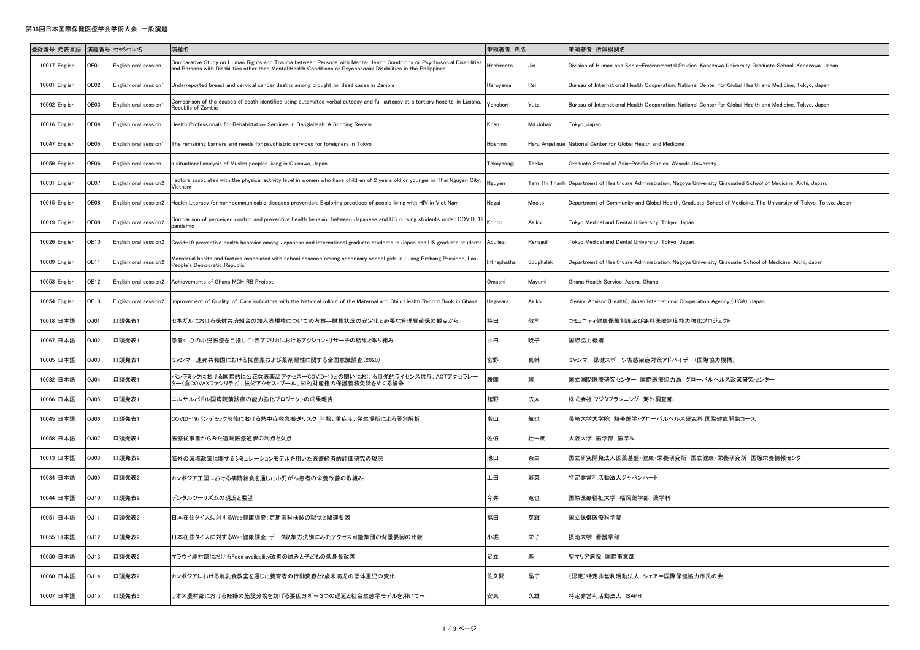# 第36回日本国際保健医療学会学術大会　一般演題

| 登録番号 | 発表言語 | 演題番号 | セッション名 | 演題名 | 筆頭著者 氏名 | | 筆頭著者 所属機関名 |
|---|---|---|---|---|---|---|---|
| 10017 | English | OE01 | English oral session1 | Comparative Study on Human Rights and Trauma between Persons with Mental Health Conditions or Psychosocial Disabilities and Persons with Disabilities other than Mental Health Conditions or Psychosocial Disabilities in the Philippines | Hashimoto | Jin | Division of Human and Socio-Environmental Studies, Kanazawa University Graduate School, Kanazawa, Japan |
| 10001 | English | OE02 | English oral session1 | Underreported breast and cervical cancer deaths among brought-in-dead cases in Zambia | Haruyama | Rei | Bureau of International Health Cooperation, National Center for Global Health and Medicine, Tokyo, Japan |
| 10002 | English | OE03 | English oral session1 | Comparison of the causes of death identified using automated verbal autopsy and full autopsy at a tertiary hospital in Lusaka, Republic of Zambia | Yokobori | Yuta | Bureau of International Health Cooperation, National Center for Global Health and Medicine, Tokyo, Japan |
| 10016 | English | OE04 | English oral session1 | Health Professionals for Rehabilitation Services in Bangladesh: A Scoping Review | Khan | Md Jobair | Tokyo, Japan |
| 10047 | English | OE05 | English oral session1 | The remaining barriers and needs for psychiatric services for foreigners in Tokyo | Hoshino | Haru Angelique | National Center for Global Health and Medicine |
| 10059 | English | OE06 | English oral session1 | a situational analysis of Muslim peoples living in Okinawa, Japan | Takayanagi | Taeko | Graduate School of Asia-Pacific Studies, Waseda University |
| 10031 | English | OE07 | English oral session2 | Factors associated with the physical activity level in women who have children of 2 years old or younger in Thai Nguyen City, Vietnam | Nguyen | Tam Thi Thanh | Department of Healthcare Administration, Nagoya University Graduated School of Medicine, Aichi, Japan. |
| 10015 | English | OE08 | English oral session2 | Health Literacy for non-communicable diseases prevention: Exploring practices of people living with HIV in Viet Nam | Nagai | Moeko | Department of Community and Global Health, Graduate School of Medicine, The University of Tokyo, Tokyo, Japan |
| 10019 | English | OE09 | English oral session2 | Comparison of perceived control and preventive health behavior between Japanese and US nursing students under COVID-19 pandemic | Kondo | Akiko | Tokyo Medical and Dental University, Tokyo, Japan |
| 10026 | English | OE10 | English oral session2 | Covid-19 preventive health behavior among Japanese and international graduate students in Japan and US graduate students | Abuliezi | Renaguli | Tokyo Medical and Dental University, Tokyo, Japan |
| 10009 | English | OE11 | English oral session2 | Menstrual health and factors associated with school absence among secondary school girls in Luang Prabang Province, Lao People's Democratic Republic | Inthaphatha | Souphalak | Department of Healthcare Administration, Nagoya University Graduate School of Medicine, Aichi, Japan |
| 10053 | English | OE12 | English oral session2 | Achievements of Ghana MCH RB Project | Omachi | Mayumi | Ghana Health Service, Accra, Ghana |
| 10054 | English | OE13 | English oral session2 | Improvement of Quality-of-Care indicators with the National rollout of the Maternal and Child Health Record Book in Ghana | Hagiwara | Akiko | Senior Advisor (Health), Japan International Cooperation Agency (JICA), Japan |
| 10018 | 日本語 | OJ01 | 口頭発表1 | セネガルにおける保健共済組合の加入者規模についての考察―財務状況の安定化と必要な管理費確保の観点から | 持田 | 敬司 | コミュニティ健康保険制度及び無料医療制度能力強化プロジェクト |
| 10067 | 日本語 | OJ02 | 口頭発表1 | 患者中心の小児医療を目指して:西アフリカにおけるアクション・リサーチの結果と取り組み | 井田 | 暁子 | 国際協力機構 |
| 10005 | 日本語 | OJ03 | 口頭発表1 | ミャンマー連邦共和国における抗菌薬および薬剤耐性に関する全国意識調査(2020) | 宮野 | 真輔 | ミャンマー保健スポーツ省感染症対策アドバイザー(国際協力機構) |
| 10032 | 日本語 | OJ04 | 口頭発表1 | パンデミックにおける国際的に公正な医薬品アクセス―COVID-19との闘いにおける自発的ライセンス供与、ACTアクセラレーター(含COVAXファシリティ)、技術アクセス・プール、知的財産権の保護義務免除をめぐる論争 | 勝間 | 靖 | 国立国際医療研究センター　国際医療協力局　グローバルヘルス政策研究センター |
| 10066 | 日本語 | OJ05 | 口頭発表1 | エルサルバドル国病院前診療の能力強化プロジェクトの成果報告 | 舘野 | 広大 | 株式会社 フジタプランニング　海外調査部 |
| 10045 | 日本語 | OJ06 | 口頭発表1 | COVID-19パンデミック前後における熱中症救急搬送リスク:年齢、重症度、発生場所による層別解析 | 畠山 | 航也 | 長崎大学大学院　熱帯医学・グローバルヘルス研究科 国際健康開発コース |
| 10058 | 日本語 | OJ07 | 口頭発表1 | 医療従事者からみた遠隔医療通訳の利点と欠点 | 佐伯 | 壮一朗 | 大阪大学 医学部 医学科 |
| 10013 | 日本語 | OJ08 | 口頭発表2 | 海外の減塩政策に関するシミュレーションモデルを用いた医療経済的評価研究の現況 | 池田 | 奈由 | 国立研究開発法人医薬基盤・健康・栄養研究所 国立健康・栄養研究所 国際栄養情報センター |
| 10034 | 日本語 | OJ09 | 口頭発表2 | カンボジア王国における病院給食を通した小児がん患者の栄養改善の取組み | 上田 | 彩菜 | 特定非営利活動法人ジャパンハート |
| 10044 | 日本語 | OJ10 | 口頭発表2 | デンタルツーリズムの現況と展望 | 今井 | 竜也 | 国際医療福祉大学 福岡薬学部 薬学科 |
| 10051 | 日本語 | OJ11 | 口頭発表2 | 日本在住タイ人に対するWeb健康調査:定期歯科検診の現状と関連要因 | 福田 | 英輝 | 国立保健医療科学院 |
| 10055 | 日本語 | OJ12 | 口頭発表2 | 日本在住タイ人に対するWeb健康調査:データ収集方法別にみたアクセス可能集団の背景要因の比較 | 小堀 | 栄子 | 摂南大学 看護学部 |
| 10050 | 日本語 | OJ13 | 口頭発表2 | マラウイ農村部におけるFood availability改善の試みと子どもの低身長改善 | 足立 | 基 | 聖マリア病院 国際事業部 |
| 10060 | 日本語 | OJ14 | 口頭発表2 | カンボジアにおける離乳食教室を通じた養育者の行動変容と2歳未満児の低体重児の変化 | 佐久間 | 晶子 | (認定)特定非営利活動法人 シェア=国際保健協力市民の会 |
| 10007 | 日本語 | OJ15 | 口頭発表3 | ラオス農村部における妊婦の施設分娩を妨げる要因分析～3つの遅延と社会生態学モデルを用いて～ | 安東 | 久雄 | 特定非営利活動法人 ISAPH |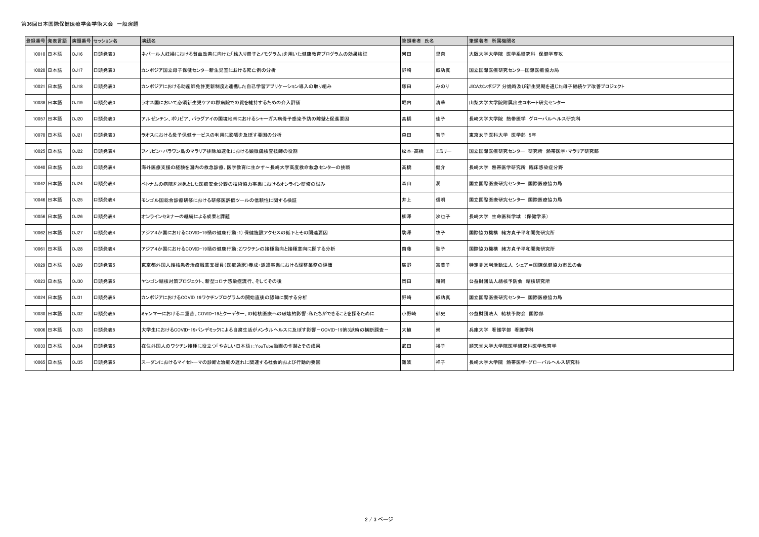第36回日本国際保健医療学会学術大会　一般演題

| 登録番号 | 発表言語 | 演題番号 | セッション名 | 演題名 | 筆頭著者 氏名 | | 筆頭著者 所属機関名 |
|---|---|---|---|---|---|---|---|
| 10010 | 日本語 | OJ16 | 口頭発表3 | ネパール人妊婦における貧血改善に向けた「絵入り冊子とノモグラム」を用いた健康教育プログラムの効果検証 | 河田 | 里奈 | 大阪大学大学院 医学系研究科 保健学専攻 |
| 10020 | 日本語 | OJ17 | 口頭発表3 | カンボジア国立母子保健センター新生児室における死亡例の分析 | 野崎 | 威功真 | 国立国際医療研究センター国際医療協力局 |
| 10021 | 日本語 | OJ18 | 口頭発表3 | カンボジアにおける助産師免許更新制度と連携した自己学習アプリケーション導入の取り組み | 塚田 | みのり | JICAカンボジア 分娩時及び新生児期を通じた母子継続ケア改善プロジェクト |
| 10038 | 日本語 | OJ19 | 口頭発表3 | ラオス国において必須新生児ケアの郡病院での質を維持するための介入評価 | 堀内 | 清華 | 山梨大学大学院附属出生コホート研究センター |
| 10057 | 日本語 | OJ20 | 口頭発表3 | アルゼンチン、ボリビア、パラグアイの国境地帯におけるシャーガス病母子感染予防の障壁と促進要因 | 高橋 | 佳子 | 長崎大学大学院 熱帯医学 グローバルヘルス研究科 |
| 10070 | 日本語 | OJ21 | 口頭発表3 | ラオスにおける母子保健サービスの利用に影響を及ぼす要因の分析 | 森田 | 智子 | 東京女子医科大学 医学部 5年 |
| 10025 | 日本語 | OJ22 | 口頭発表4 | フィリピン・パラワン島のマラリア排除加速化における顕微鏡検査技師の役割 | 松本-高橋 | エミリー | 国立国際医療研究センター 研究所 熱帯医学・マラリア研究部 |
| 10040 | 日本語 | OJ23 | 口頭発表4 | 海外医療支援の経験を国内の救急診療、医学教育に生かす～長崎大学高度救命救急センターの挑戦 | 高橋 | 健介 | 長崎大学 熱帯医学研究所 臨床感染症分野 |
| 10042 | 日本語 | OJ24 | 口頭発表4 | ベトナムの病院を対象とした医療安全分野の技術協力事業におけるオンライン研修の試み | 森山 | 潤 | 国立国際医療研究センター 国際医療協力局 |
| 10046 | 日本語 | OJ25 | 口頭発表4 | モンゴル国総合診療研修における研修医評価ツールの信頼性に関する検証 | 井上 | 信明 | 国立国際医療研究センター 国際医療協力局 |
| 10056 | 日本語 | OJ26 | 口頭発表4 | オンラインセミナーの継続による成果と課題 | 柳澤 | 沙也子 | 長崎大学 生命医科学域 （保健学系） |
| 10062 | 日本語 | OJ27 | 口頭発表4 | アジア4か国におけるCOVID-19禍の健康行動：1) 保健施設アクセスの低下とその関連要因 | 駒澤 | 牧子 | 国際協力機構 緒方貞子平和開発研究所 |
| 10061 | 日本語 | OJ28 | 口頭発表4 | アジア4か国におけるCOVID-19禍の健康行動：2)ワクチンの接種動向と接種意向に関する分析 | 齋藤 | 聖子 | 国際協力機構 緒方貞子平和開発研究所 |
| 10029 | 日本語 | OJ29 | 口頭発表5 | 東京都外国人結核患者治療服薬支援員（医療通訳）養成・派遣事業における調整業務の評価 | 廣野 | 富美子 | 特定非営利活動法人 シェア＝国際保健協力市民の会 |
| 10023 | 日本語 | OJ30 | 口頭発表5 | ヤンゴン結核対策プロジェクト、新型コロナ感染症流行、そしてその後 | 岡田 | 耕輔 | 公益財団法人結核予防会 結核研究所 |
| 10024 | 日本語 | OJ31 | 口頭発表5 | カンボジアにおけるCOVID 19ワクチンプログラムの開始直後の認知に関する分析 | 野崎 | 威功真 | 国立国際医療研究センター 国際医療協力局 |
| 10030 | 日本語 | OJ32 | 口頭発表5 | ミャンマーにおける二重苦、COVID-19とクーデター、の結核医療への破壊的影響：私たちができることを探るために | 小野崎 | 郁史 | 公益財団法人 結核予防会 国際部 |
| 10006 | 日本語 | OJ33 | 口頭発表5 | 大学生におけるCOVID-19パンデミックによる自粛生活がメンタルヘルスに及ぼす影響－COVID-19第3派時の横断調査－ | 大植 | 崇 | 兵庫大学 看護学部 看護学科 |
| 10033 | 日本語 | OJ34 | 口頭発表5 | 在住外国人のワクチン接種に役立つ「やさしい日本語」：YouTube動画の作製とその成果 | 武田 | 裕子 | 順天堂大学大学院医学研究科医学教育学 |
| 10065 | 日本語 | OJ35 | 口頭発表5 | スーダンにおけるマイセトーマの診断と治療の遅れに関連する社会的および行動的要因 | 難波 | 祥子 | 長崎大学大学院 熱帯医学・グローバルヘルス研究科 |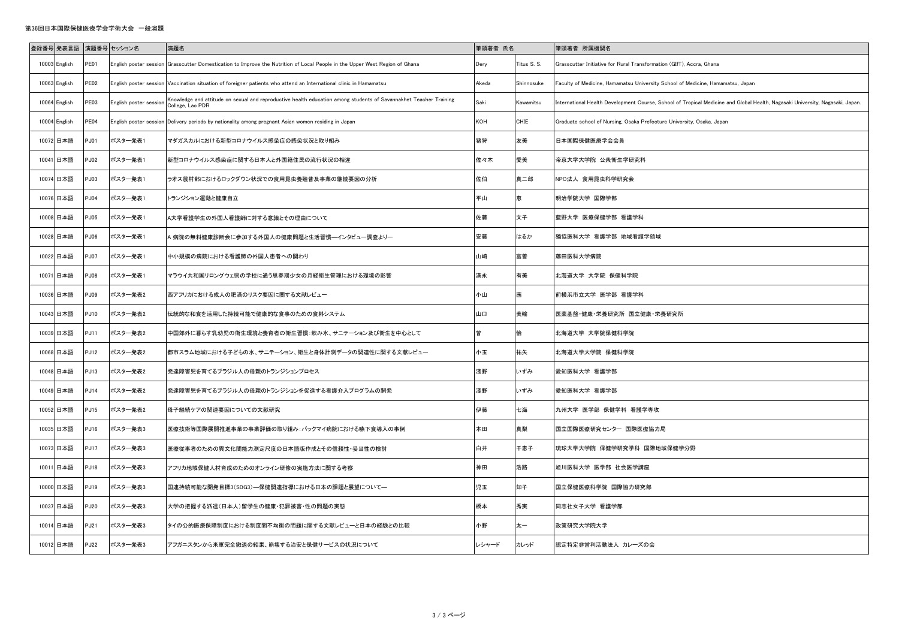第36回日本国際保健医療学会学術大会　一般演題

| 登録番号 | 発表言語 | 演題番号 | セッション名 | 演題名 | 筆頭著者 氏名 | | 筆頭著者 所属機関名 |
|---|---|---|---|---|---|---|---|
| 10003 | English | PE01 | English poster session | Grasscutter Domestication to Improve the Nutrition of Local People in the Upper West Region of Ghana | Dery | Titus S. S. | Grasscutter Initiative for Rural Transformation (GIfT), Accra, Ghana |
| 10063 | English | PE02 | English poster session | Vaccination situation of foreigner patients who attend an International clinic in Hamamatsu | Akeda | Shinnosuke | Faculty of Medicine, Hamamatsu University School of Medicine, Hamamatsu, Japan |
| 10064 | English | PE03 | English poster session | Knowledge and attitude on sexual and reproductive health education among students of Savannakhet Teacher Training College, Lao PDR | Saki | Kawamitsu | International Health Development Course, School of Tropical Medicine and Global Health, Nagasaki University, Nagasaki, Japan. |
| 10004 | English | PE04 | English poster session | Delivery periods by nationality among pregnant Asian women residing in Japan | KOH | CHIE | Graduate school of Nursing, Osaka Prefecture University, Osaka, Japan |
| 10072 | 日本語 | PJ01 | ポスター発表1 | マダガスカルにおける新型コロナウイルス感染症の感染状況と取り組み | 猪狩 | 友美 | 日本国際保健医療学会会員 |
| 10041 | 日本語 | PJ02 | ポスター発表1 | 新型コロナウイルス感染症に関する日本人と外国籍住民の流行状況の相違 | 佐々木 | 愛美 | 帝京大学大学院 公衆衛生学研究科 |
| 10074 | 日本語 | PJ03 | ポスター発表1 | ラオス農村部におけるロックダウン状況での食用昆虫養殖普及事業の継続要因の分析 | 佐伯 | 真二郎 | NPO法人 食用昆虫科学研究会 |
| 10076 | 日本語 | PJ04 | ポスター発表1 | トランジション運動と健康自立 | 平山 | 恵 | 明治学院大学 国際学部 |
| 10008 | 日本語 | PJ05 | ポスター発表1 | A大学看護学生の外国人看護師に対する意識とその理由について | 佐藤 | 文子 | 藍野大学 医療保健学部 看護学科 |
| 10028 | 日本語 | PJ06 | ポスター発表1 | A 病院の無料健康診断会に参加する外国人の健康問題と生活習慣―インタビュー調査より― | 安藤 | はるか | 獨協医科大学 看護学部 地域看護学領域 |
| 10022 | 日本語 | PJ07 | ポスター発表1 | 中小規模の病院における看護師の外国人患者への関わり | 山崎 | 富善 | 藤田医科大学病院 |
| 10071 | 日本語 | PJ08 | ポスター発表1 | マラウイ共和国リロングウェ県の学校に通う思春期少女の月経衛生管理における環境の影響 | 満永 | 有美 | 北海道大学 大学院 保健科学院 |
| 10036 | 日本語 | PJ09 | ポスター発表2 | 西アフリカにおける成人の肥満のリスク要因に関する文献レビュー | 小山 | 茜 | 前横浜市立大学 医学部 看護学科 |
| 10043 | 日本語 | PJ10 | ポスター発表2 | 伝統的な和食を活用した持続可能で健康的な食事のための食料システム | 山口 | 美輪 | 医薬基盤・健康・栄養研究所 国立健康・栄養研究所 |
| 10039 | 日本語 | PJ11 | ポスター発表2 | 中国郊外に暮らす乳幼児の衛生環境と養育者の衛生習慣：飲み水、サニテーション及び衛生を中心として | 曽 | 怡 | 北海道大学 大学院保健科学院 |
| 10068 | 日本語 | PJ12 | ポスター発表2 | 都市スラム地域における子どもの水、サニテーション、衛生と身体計測データの関連性に関する文献レビュー | 小玉 | 祐矢 | 北海道大学大学院 保健科学院 |
| 10048 | 日本語 | PJ13 | ポスター発表2 | 発達障害児を育てるブラジル人の母親のトランジションプロセス | 淺野 | いずみ | 愛知医科大学 看護学部 |
| 10049 | 日本語 | PJ14 | ポスター発表2 | 発達障害児を育てるブラジル人の母親のトランジションを促進する看護介入プログラムの開発 | 淺野 | いずみ | 愛知医科大学 看護学部 |
| 10052 | 日本語 | PJ15 | ポスター発表2 | 母子継続ケアの関連要因についての文献研究 | 伊藤 | 七海 | 九州大学 医学部 保健学科 看護学専攻 |
| 10035 | 日本語 | PJ16 | ポスター発表3 | 医療技術等国際展開推進事業の事業評価の取り組み：バックマイ病院における嚥下食導入の事例 | 本田 | 真梨 | 国立国際医療研究センター 国際医療協力局 |
| 10073 | 日本語 | PJ17 | ポスター発表3 | 医療従事者のための異文化間能力測定尺度の日本語版作成とその信頼性・妥当性の検討 | 白井 | 千恵子 | 琉球大学大学院 保健学研究科 国際地域保健学分野 |
| 10011 | 日本語 | PJ18 | ポスター発表3 | アフリカ地域保健人材育成のためのオンライン研修の実施方法に関する考察 | 神田 | 浩路 | 旭川医科大学 医学部 社会医学講座 |
| 10000 | 日本語 | PJ19 | ポスター発表3 | 国連持続可能な開発目標3(SDG3)―保健関連指標における日本の課題と展望について― | 児玉 | 知子 | 国立保健医療科学院 国際協力研究部 |
| 10037 | 日本語 | PJ20 | ポスター発表3 | 大学の把握する派遣(日本人)留学生の健康・犯罪被害・性の問題の実態 | 橋本 | 秀実 | 同志社女子大学 看護学部 |
| 10014 | 日本語 | PJ21 | ポスター発表3 | タイの公的医療保障制度における制度間不均衡の問題に関する文献レビューと日本の経験との比較 | 小野 | 太一 | 政策研究大学院大学 |
| 10012 | 日本語 | PJ22 | ポスター発表3 | アフガニスタンから米軍完全撤退の結果、崩壊する治安と保健サービスの状況について | レシャード | カレッド | 認定特定非営利活動法人 カレーズの会 |